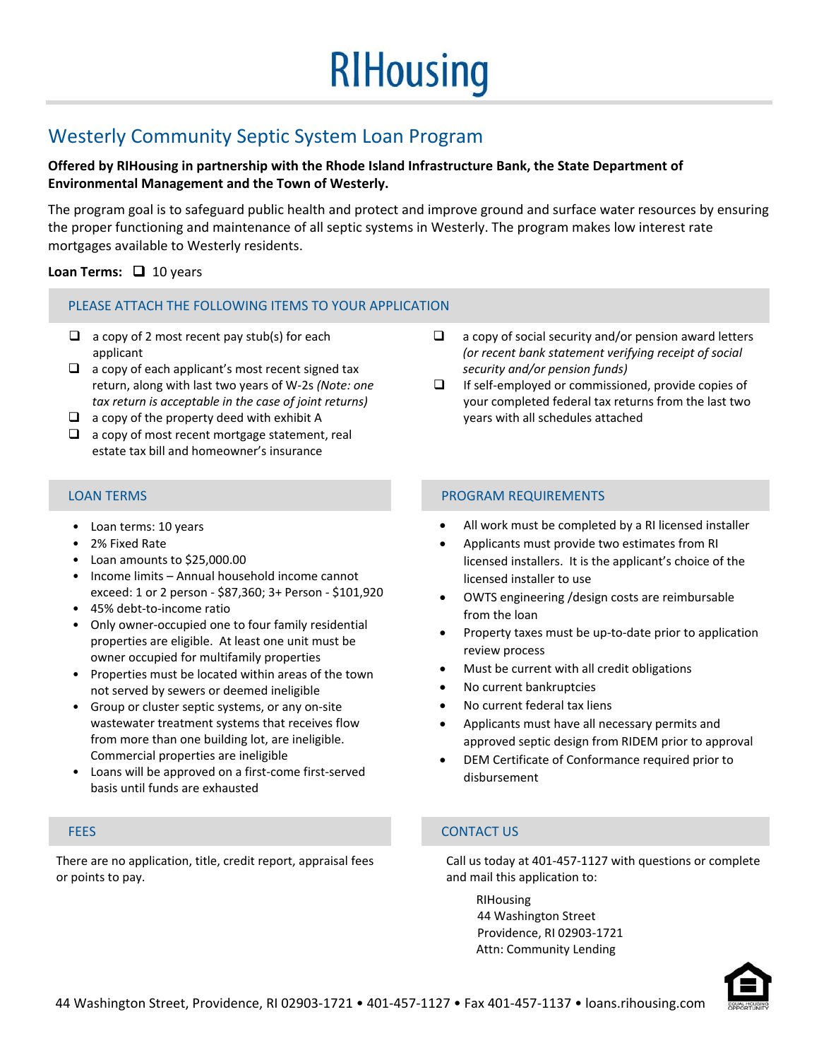# RIHousing

## Westerly Community Septic System Loan Program

**Offered by RIHousing in partnership with the Rhode Island Infrastructure Bank, the State Department of Environmental Management and the Town of Westerly.**

The program goal is to safeguard public health and protect and improve ground and surface water resources by ensuring the proper functioning and maintenance of all septic systems in Westerly. The program makes low interest rate mortgages available to Westerly residents.

**Loan Terms:** ❑ 10 years

### PLEASE ATTACH THE FOLLOWING ITEMS TO YOUR APPLICATION

- ❑ a copy of 2 most recent pay stub(s) for each applicant
- ❑ a copy of each applicant's most recent signed tax return, along with last two years of W-2s *(Note: one tax return is acceptable in the case of joint returns)*
- ❑ a copy of the property deed with exhibit A
- ❑ a copy of most recent mortgage statement, real estate tax bill and homeowner's insurance
- ❑ a copy of social security and/or pension award letters *(or recent bank statement verifying receipt of social security and/or pension funds)*
- ❑ If self-employed or commissioned, provide copies of your completed federal tax returns from the last two years with all schedules attached

### LOAN TERMS

- Loan terms: 10 years
- 2% Fixed Rate
- Loan amounts to $25,000.00
- Income limits – Annual household income cannot exceed: 1 or 2 person - $87,360; 3+ Person - $101,920
- 45% debt-to-income ratio
- Only owner-occupied one to four family residential properties are eligible. At least one unit must be owner occupied for multifamily properties
- Properties must be located within areas of the town not served by sewers or deemed ineligible
- Group or cluster septic systems, or any on-site wastewater treatment systems that receives flow from more than one building lot, are ineligible. Commercial properties are ineligible
- Loans will be approved on a first-come first-served basis until funds are exhausted

### PROGRAM REQUIREMENTS

- All work must be completed by a RI licensed installer
- Applicants must provide two estimates from RI licensed installers. It is the applicant's choice of the licensed installer to use
- OWTS engineering /design costs are reimbursable from the loan
- Property taxes must be up-to-date prior to application review process
- Must be current with all credit obligations
- No current bankruptcies
- No current federal tax liens
- Applicants must have all necessary permits and approved septic design from RIDEM prior to approval
- DEM Certificate of Conformance required prior to disbursement

### FEES

There are no application, title, credit report, appraisal fees or points to pay.

### CONTACT US

Call us today at 401-457-1127 with questions or complete and mail this application to:

RIHousing
44 Washington Street
Providence, RI 02903-1721
Attn: Community Lending

44 Washington Street, Providence, RI 02903-1721 • 401-457-1127 • Fax 401-457-1137 • loans.rihousing.com

EQUAL HOUSING OPPORTUNITY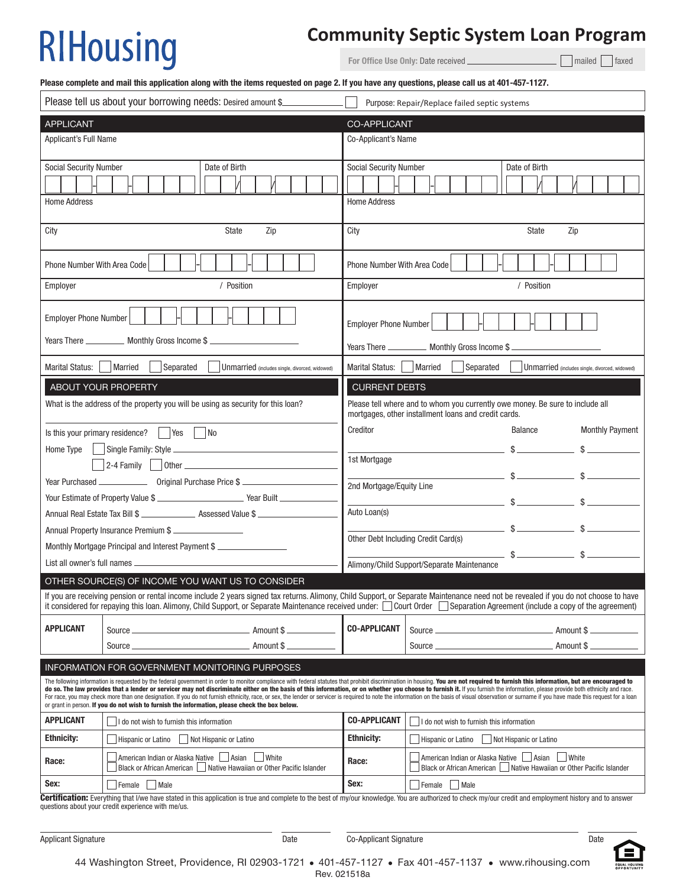# RIHousing

## Community Septic System Loan Program

For Office Use Only: Date received ______________ ☐ mailed ☐ faxed

**Please complete and mail this application along with the items requested on page 2. If you have any questions, please call us at 401-457-1127.**

Please tell us about your borrowing needs: Desired amount $____________ ☐ Purpose: Repair/Replace failed septic systems

| APPLICANT | CO-APPLICANT |
|---|---|
| Applicant's Full Name | Co-Applicant's Name |
| Social Security Number ___-__-____ Date of Birth __/__/____ | Social Security Number ___-__-____ Date of Birth __/__/____ |
| Home Address | Home Address |
| City State Zip | City State Zip |
| Phone Number With Area Code ___-___-____ | Phone Number With Area Code ___-___-____ |
| Employer / Position | Employer / Position |
| Employer Phone Number ___-___-____ | Employer Phone Number ___-___-____ |
| Years There ________ Monthly Gross Income $ ____________ | Years There ________ Monthly Gross Income $ ____________ |
| Marital Status: ☐ Married ☐ Separated ☐ Unmarried (includes single, divorced, widowed) | Marital Status: ☐ Married ☐ Separated ☐ Unmarried (includes single, divorced, widowed) |

## ABOUT YOUR PROPERTY

What is the address of the property you will be using as security for this loan?

______________________________________________

Is this your primary residence? ☐ Yes ☐ No

Home Type ☐ Single Family: Style ____________

☐ 2-4 Family ☐ Other ____________

Year Purchased ________ Original Purchase Price $ ____________

Your Estimate of Property Value $ ____________ Year Built ________

Annual Real Estate Tax Bill $ ____________ Assessed Value $ ____________

Annual Property Insurance Premium $ ____________

Monthly Mortgage Principal and Interest Payment $ ____________

List all owner's full names ______________________________

## CURRENT DEBTS

Please tell where and to whom you currently owe money. Be sure to include all mortgages, other installment loans and credit cards.

| Creditor | Balance | Monthly Payment |
|---|---|---|
| 1st Mortgage | $ | $ |
| 2nd Mortgage/Equity Line | $ | $ |
| Auto Loan(s) | $ | $ |
| Other Debt Including Credit Card(s) | $ | $ |
| Alimony/Child Support/Separate Maintenance | $ | $ |

## OTHER SOURCE(S) OF INCOME YOU WANT US TO CONSIDER

If you are receiving pension or rental income include 2 years signed tax returns. Alimony, Child Support, or Separate Maintenance need not be revealed if you do not choose to have it considered for repaying this loan. Alimony, Child Support, or Separate Maintenance received under: ☐ Court Order ☐ Separation Agreement (include a copy of the agreement)

| | | | |
|---|---|---|---|
| **APPLICANT** | Source ____________ Amount $ ______ | **CO-APPLICANT** | Source ____________ Amount $ ______ |
| | Source ____________ Amount $ ______ | | Source ____________ Amount $ ______ |

## INFORMATION FOR GOVERNMENT MONITORING PURPOSES

The following information is requested by the federal government in order to monitor compliance with federal statutes that prohibit discrimination in housing. **You are not required to furnish this information, but are encouraged to do so. The law provides that a lender or servicer may not discriminate either on the basis of this information, or on whether you choose to furnish it.** If you furnish the information, please provide both ethnicity and race. For race, you may check more than one designation. If you do not furnish ethnicity, race, or sex, the lender or servicer is required to note the information on the basis of visual observation or surname if you have made this request for a loan or grant in person. **If you do not wish to furnish the information, please check the box below.**

| | | | |
|---|---|---|---|
| **APPLICANT** | ☐ I do not wish to furnish this information | **CO-APPLICANT** | ☐ I do not wish to furnish this information |
| **Ethnicity:** | ☐ Hispanic or Latino ☐ Not Hispanic or Latino | **Ethnicity:** | ☐ Hispanic or Latino ☐ Not Hispanic or Latino |
| **Race:** | ☐ American Indian or Alaska Native ☐ Asian ☐ White ☐ Black or African American ☐ Native Hawaiian or Other Pacific Islander | **Race:** | ☐ American Indian or Alaska Native ☐ Asian ☐ White ☐ Black or African American ☐ Native Hawaiian or Other Pacific Islander |
| **Sex:** | ☐ Female ☐ Male | **Sex:** | ☐ Female ☐ Male |

**Certification:** Everything that I/we have stated in this application is true and complete to the best of my/our knowledge. You are authorized to check my/our credit and employment history and to answer questions about your credit experience with me/us.

______________________ Applicant Signature ________ Date

______________________ Co-Applicant Signature ________ Date

44 Washington Street, Providence, RI 02903-1721 • 401-457-1127 • Fax 401-457-1137 • www.rihousing.com

Rev. 021518a